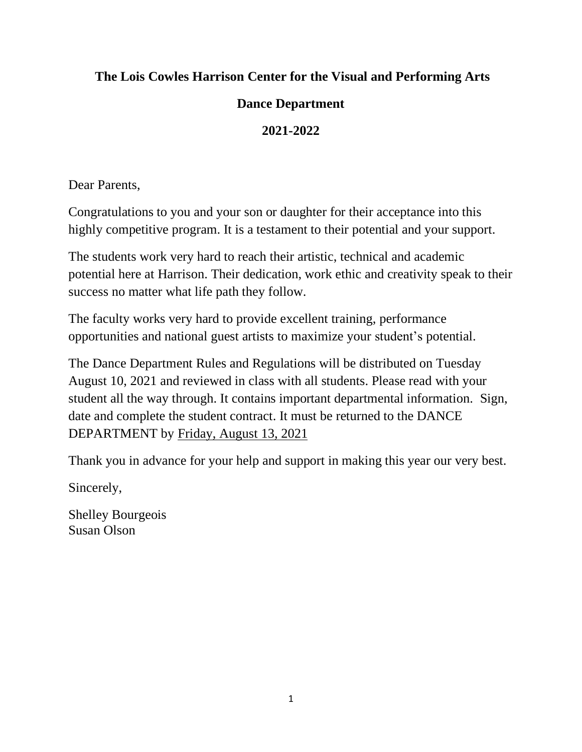# The Lois Cowles Harrison Center for the Visual and Performing Arts

## Dance Department

## 2021-2022

Dear Parents,

Congratulations to you and your son or daughter for their acceptance into this highly competitive program. It is a testament to their potential and your support.

The students work very hard to reach their artistic, technical and academic potential here at Harrison. Their dedication, work ethic and creativity speak to their success no matter what life path they follow.

The faculty works very hard to provide excellent training, performance opportunities and national guest artists to maximize your student's potential.

The Dance Department Rules and Regulations will be distributed on Tuesday August 10, 2021 and reviewed in class with all students. Please read with your student all the way through. It contains important departmental information. Sign, date and complete the student contract. It must be returned to the DANCE DEPARTMENT by <u>Friday, August 13, 2021</u>

Thank you in advance for your help and support in making this year our very best.

Sincerely,

Shelley Bourgeois
Susan Olson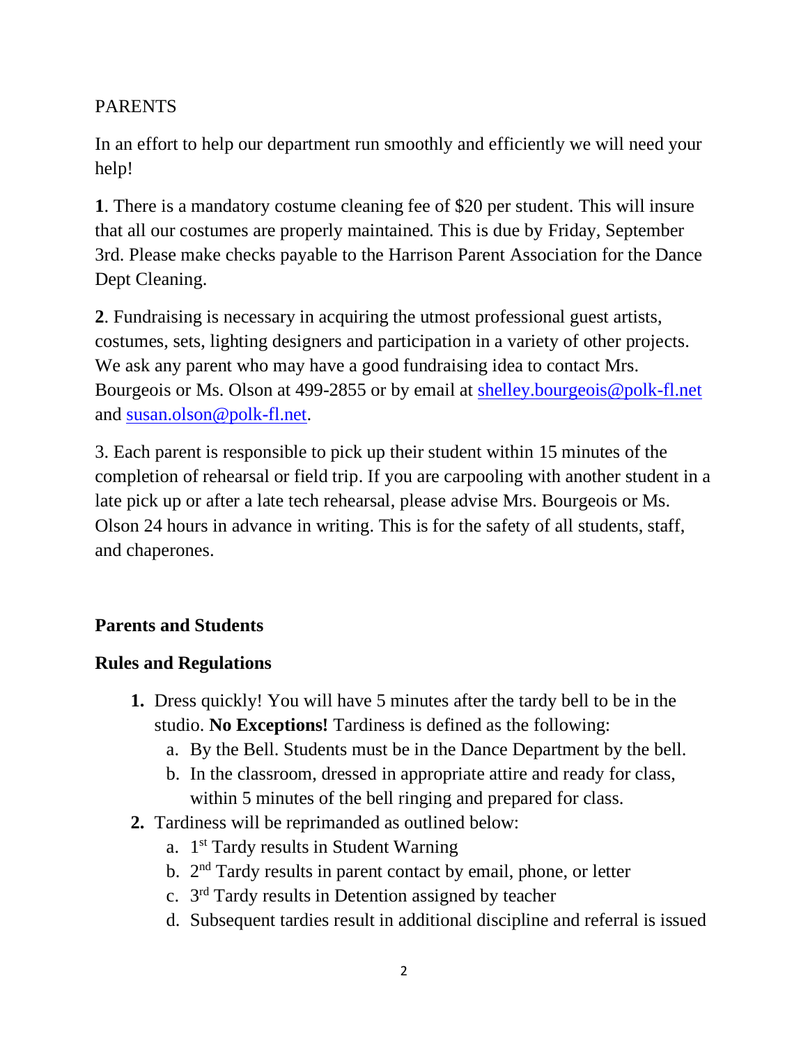PARENTS

In an effort to help our department run smoothly and efficiently we will need your help!

**1**. There is a mandatory costume cleaning fee of $20 per student. This will insure that all our costumes are properly maintained. This is due by Friday, September 3rd. Please make checks payable to the Harrison Parent Association for the Dance Dept Cleaning.

**2**. Fundraising is necessary in acquiring the utmost professional guest artists, costumes, sets, lighting designers and participation in a variety of other projects. We ask any parent who may have a good fundraising idea to contact Mrs. Bourgeois or Ms. Olson at 499-2855 or by email at shelley.bourgeois@polk-fl.net and susan.olson@polk-fl.net.

3. Each parent is responsible to pick up their student within 15 minutes of the completion of rehearsal or field trip. If you are carpooling with another student in a late pick up or after a late tech rehearsal, please advise Mrs. Bourgeois or Ms. Olson 24 hours in advance in writing. This is for the safety of all students, staff, and chaperones.

**Parents and Students**

**Rules and Regulations**

1. Dress quickly! You will have 5 minutes after the tardy bell to be in the studio. **No Exceptions!** Tardiness is defined as the following:
   a. By the Bell. Students must be in the Dance Department by the bell.
   b. In the classroom, dressed in appropriate attire and ready for class, within 5 minutes of the bell ringing and prepared for class.
2. Tardiness will be reprimanded as outlined below:
   a. 1st Tardy results in Student Warning
   b. 2nd Tardy results in parent contact by email, phone, or letter
   c. 3rd Tardy results in Detention assigned by teacher
   d. Subsequent tardies result in additional discipline and referral is issued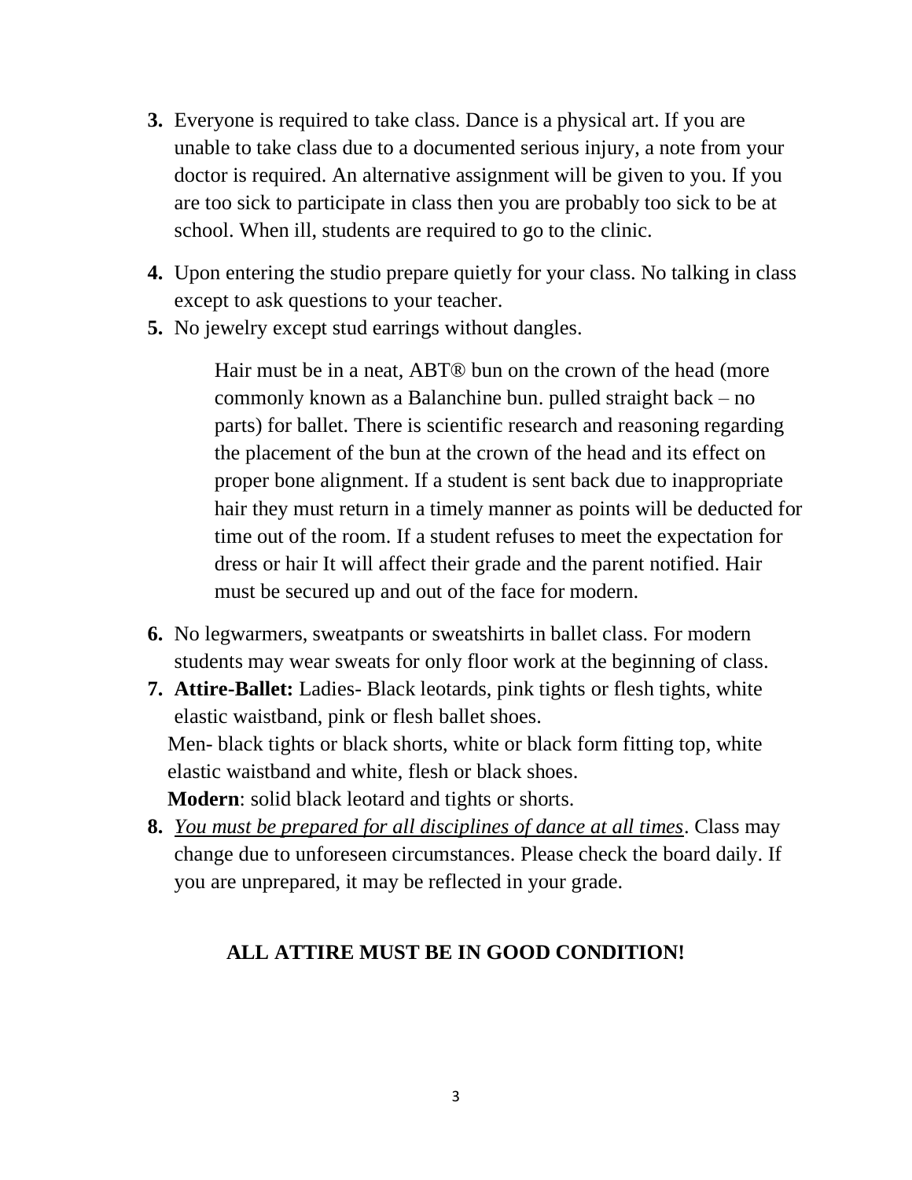3. Everyone is required to take class. Dance is a physical art. If you are unable to take class due to a documented serious injury, a note from your doctor is required. An alternative assignment will be given to you. If you are too sick to participate in class then you are probably too sick to be at school. When ill, students are required to go to the clinic.

4. Upon entering the studio prepare quietly for your class. No talking in class except to ask questions to your teacher.
5. No jewelry except stud earrings without dangles.

   Hair must be in a neat, ABT® bun on the crown of the head (more commonly known as a Balanchine bun. pulled straight back – no parts) for ballet. There is scientific research and reasoning regarding the placement of the bun at the crown of the head and its effect on proper bone alignment. If a student is sent back due to inappropriate hair they must return in a timely manner as points will be deducted for time out of the room. If a student refuses to meet the expectation for dress or hair It will affect their grade and the parent notified. Hair must be secured up and out of the face for modern.

6. No legwarmers, sweatpants or sweatshirts in ballet class. For modern students may wear sweats for only floor work at the beginning of class.
7. **Attire-Ballet:** Ladies- Black leotards, pink tights or flesh tights, white elastic waistband, pink or flesh ballet shoes.
   Men- black tights or black shorts, white or black form fitting top, white elastic waistband and white, flesh or black shoes.
   **Modern**: solid black leotard and tights or shorts.
8. *<u>You must be prepared for all disciplines of dance at all times</u>*. Class may change due to unforeseen circumstances. Please check the board daily. If you are unprepared, it may be reflected in your grade.

**ALL ATTIRE MUST BE IN GOOD CONDITION!**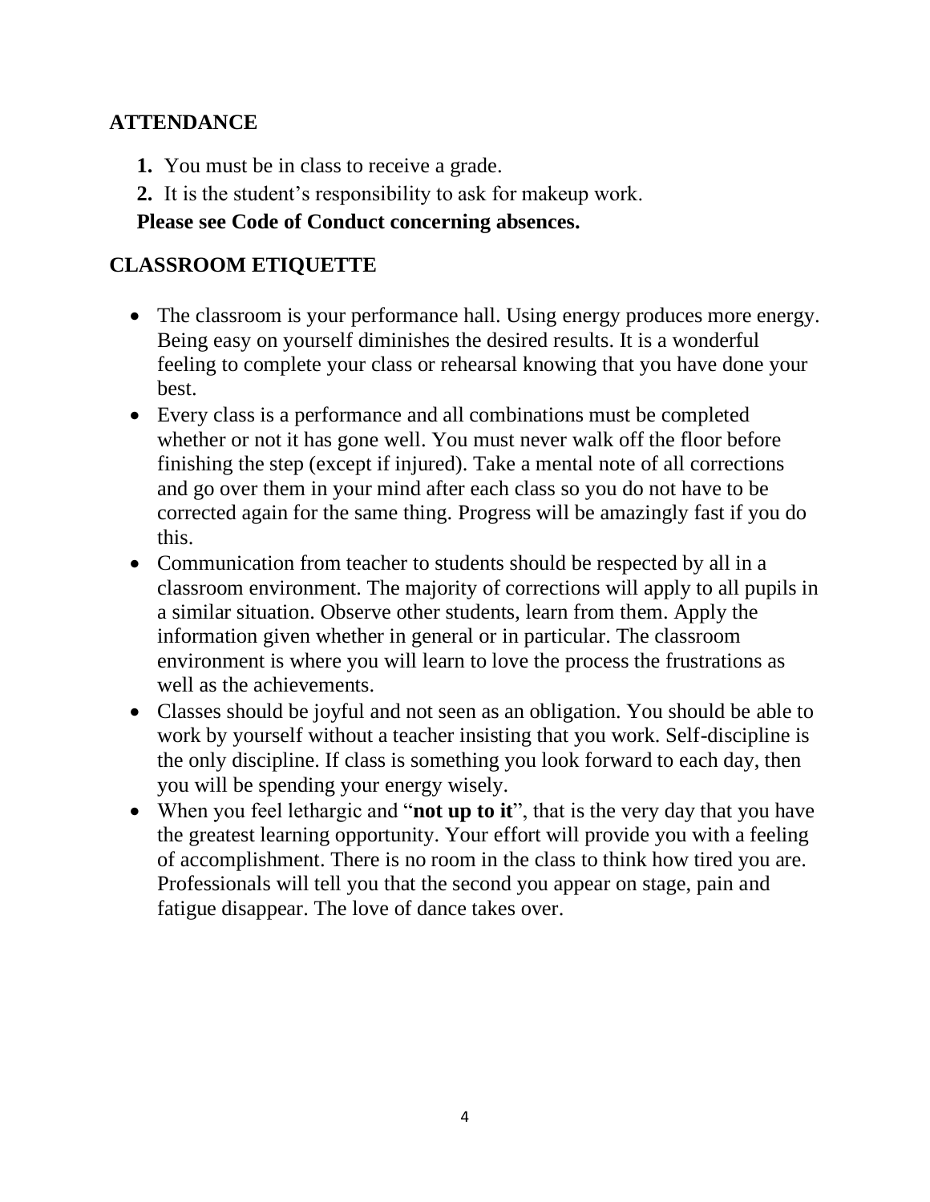## ATTENDANCE

1. You must be in class to receive a grade.
2. It is the student's responsibility to ask for makeup work.

**Please see Code of Conduct concerning absences.**

## CLASSROOM ETIQUETTE

- The classroom is your performance hall. Using energy produces more energy. Being easy on yourself diminishes the desired results. It is a wonderful feeling to complete your class or rehearsal knowing that you have done your best.
- Every class is a performance and all combinations must be completed whether or not it has gone well. You must never walk off the floor before finishing the step (except if injured). Take a mental note of all corrections and go over them in your mind after each class so you do not have to be corrected again for the same thing. Progress will be amazingly fast if you do this.
- Communication from teacher to students should be respected by all in a classroom environment. The majority of corrections will apply to all pupils in a similar situation. Observe other students, learn from them. Apply the information given whether in general or in particular. The classroom environment is where you will learn to love the process the frustrations as well as the achievements.
- Classes should be joyful and not seen as an obligation. You should be able to work by yourself without a teacher insisting that you work. Self-discipline is the only discipline. If class is something you look forward to each day, then you will be spending your energy wisely.
- When you feel lethargic and "**not up to it**", that is the very day that you have the greatest learning opportunity. Your effort will provide you with a feeling of accomplishment. There is no room in the class to think how tired you are. Professionals will tell you that the second you appear on stage, pain and fatigue disappear. The love of dance takes over.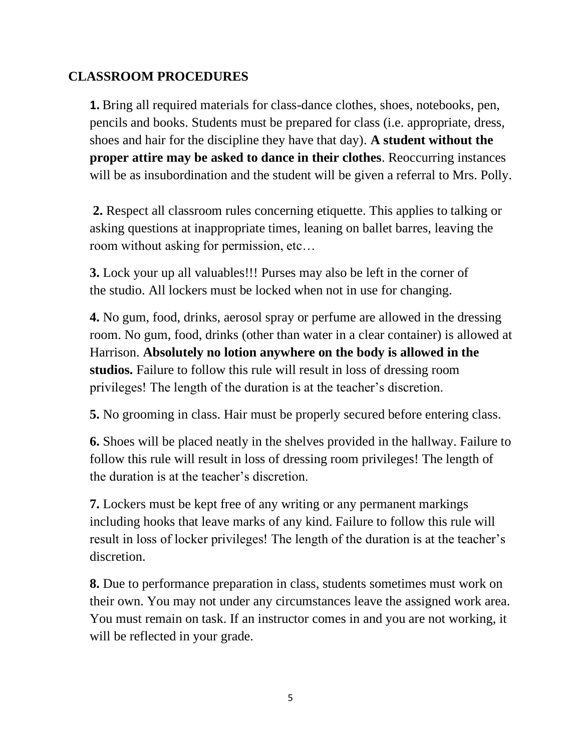## CLASSROOM PROCEDURES

**1.** Bring all required materials for class-dance clothes, shoes, notebooks, pen, pencils and books. Students must be prepared for class (i.e. appropriate, dress, shoes and hair for the discipline they have that day). **A student without the proper attire may be asked to dance in their clothes**. Reoccurring instances will be as insubordination and the student will be given a referral to Mrs. Polly.

**2.** Respect all classroom rules concerning etiquette. This applies to talking or asking questions at inappropriate times, leaning on ballet barres, leaving the room without asking for permission, etc…

**3.** Lock your up all valuables!!! Purses may also be left in the corner of the studio. All lockers must be locked when not in use for changing.

**4.** No gum, food, drinks, aerosol spray or perfume are allowed in the dressing room. No gum, food, drinks (other than water in a clear container) is allowed at Harrison. **Absolutely no lotion anywhere on the body is allowed in the studios.** Failure to follow this rule will result in loss of dressing room privileges! The length of the duration is at the teacher's discretion.

**5.** No grooming in class. Hair must be properly secured before entering class.

**6.** Shoes will be placed neatly in the shelves provided in the hallway. Failure to follow this rule will result in loss of dressing room privileges! The length of the duration is at the teacher's discretion.

**7.** Lockers must be kept free of any writing or any permanent markings including hooks that leave marks of any kind. Failure to follow this rule will result in loss of locker privileges! The length of the duration is at the teacher's discretion.

**8.** Due to performance preparation in class, students sometimes must work on their own. You may not under any circumstances leave the assigned work area. You must remain on task. If an instructor comes in and you are not working, it will be reflected in your grade.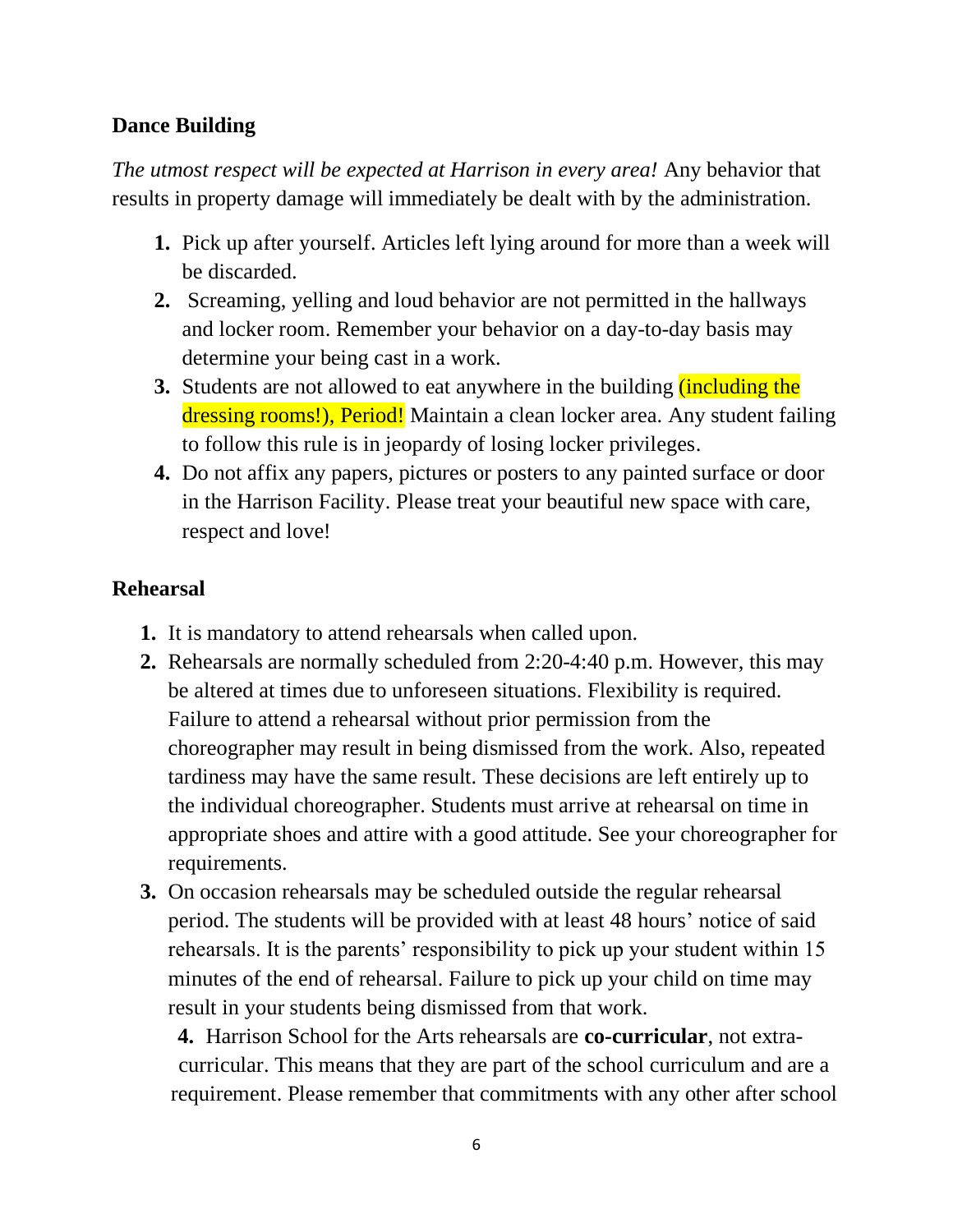**Dance Building**

*The utmost respect will be expected at Harrison in every area!* Any behavior that results in property damage will immediately be dealt with by the administration.

1. Pick up after yourself. Articles left lying around for more than a week will be discarded.
2. Screaming, yelling and loud behavior are not permitted in the hallways and locker room. Remember your behavior on a day-to-day basis may determine your being cast in a work.
3. Students are not allowed to eat anywhere in the building (including the dressing rooms!), Period! Maintain a clean locker area. Any student failing to follow this rule is in jeopardy of losing locker privileges.
4. Do not affix any papers, pictures or posters to any painted surface or door in the Harrison Facility. Please treat your beautiful new space with care, respect and love!

**Rehearsal**

1. It is mandatory to attend rehearsals when called upon.
2. Rehearsals are normally scheduled from 2:20-4:40 p.m. However, this may be altered at times due to unforeseen situations. Flexibility is required. Failure to attend a rehearsal without prior permission from the choreographer may result in being dismissed from the work. Also, repeated tardiness may have the same result. These decisions are left entirely up to the individual choreographer. Students must arrive at rehearsal on time in appropriate shoes and attire with a good attitude. See your choreographer for requirements.
3. On occasion rehearsals may be scheduled outside the regular rehearsal period. The students will be provided with at least 48 hours' notice of said rehearsals. It is the parents' responsibility to pick up your student within 15 minutes of the end of rehearsal. Failure to pick up your child on time may result in your students being dismissed from that work.
4. Harrison School for the Arts rehearsals are **co-curricular**, not extra-curricular. This means that they are part of the school curriculum and are a requirement. Please remember that commitments with any other after school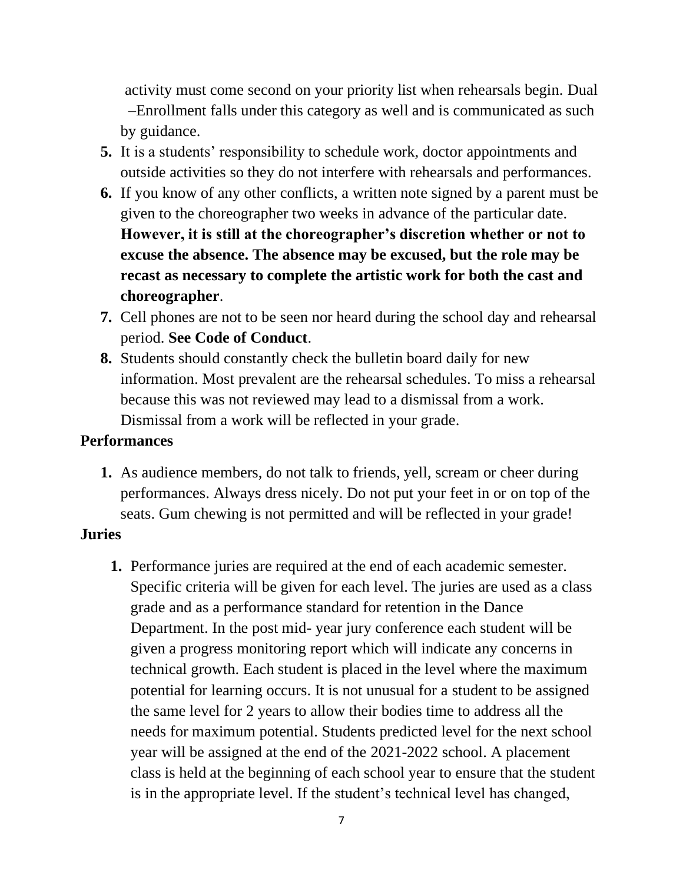activity must come second on your priority list when rehearsals begin. Dual –Enrollment falls under this category as well and is communicated as such by guidance.

5. It is a students' responsibility to schedule work, doctor appointments and outside activities so they do not interfere with rehearsals and performances.
6. If you know of any other conflicts, a written note signed by a parent must be given to the choreographer two weeks in advance of the particular date. **However, it is still at the choreographer's discretion whether or not to excuse the absence. The absence may be excused, but the role may be recast as necessary to complete the artistic work for both the cast and choreographer**.
7. Cell phones are not to be seen nor heard during the school day and rehearsal period. **See Code of Conduct**.
8. Students should constantly check the bulletin board daily for new information. Most prevalent are the rehearsal schedules. To miss a rehearsal because this was not reviewed may lead to a dismissal from a work. Dismissal from a work will be reflected in your grade.

**Performances**

1. As audience members, do not talk to friends, yell, scream or cheer during performances. Always dress nicely. Do not put your feet in or on top of the seats. Gum chewing is not permitted and will be reflected in your grade!

**Juries**

1. Performance juries are required at the end of each academic semester. Specific criteria will be given for each level. The juries are used as a class grade and as a performance standard for retention in the Dance Department. In the post mid- year jury conference each student will be given a progress monitoring report which will indicate any concerns in technical growth. Each student is placed in the level where the maximum potential for learning occurs. It is not unusual for a student to be assigned the same level for 2 years to allow their bodies time to address all the needs for maximum potential. Students predicted level for the next school year will be assigned at the end of the 2021-2022 school. A placement class is held at the beginning of each school year to ensure that the student is in the appropriate level. If the student's technical level has changed,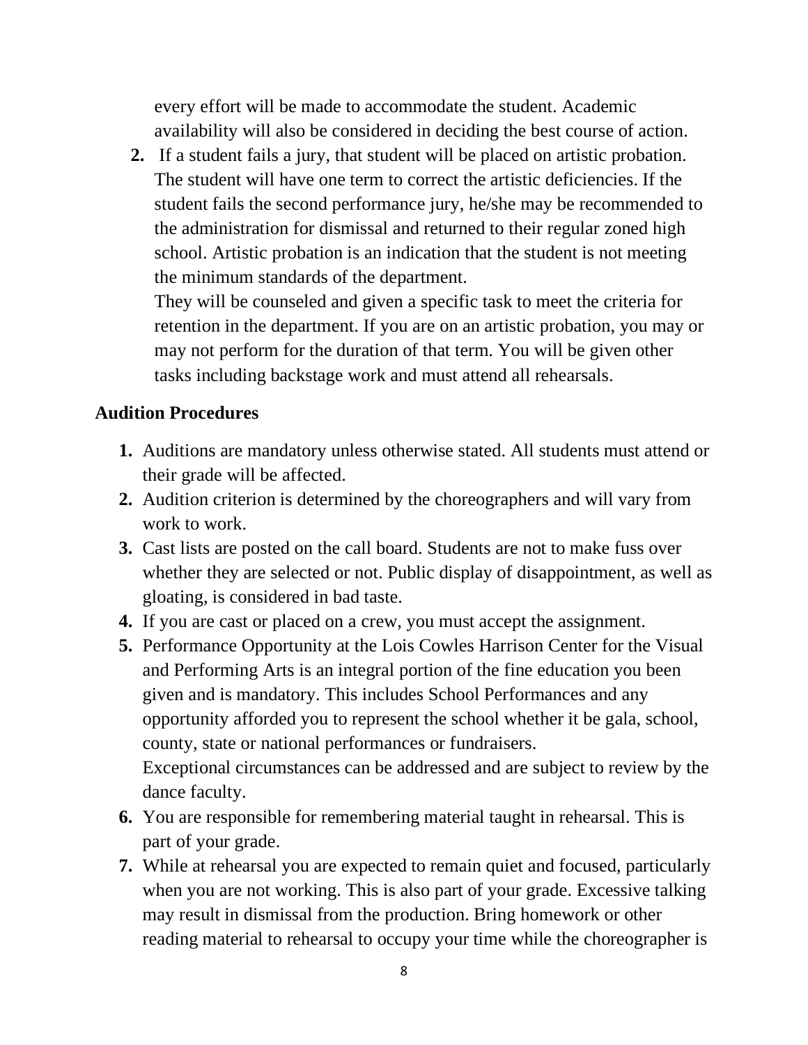every effort will be made to accommodate the student. Academic availability will also be considered in deciding the best course of action.

2. If a student fails a jury, that student will be placed on artistic probation. The student will have one term to correct the artistic deficiencies. If the student fails the second performance jury, he/she may be recommended to the administration for dismissal and returned to their regular zoned high school. Artistic probation is an indication that the student is not meeting the minimum standards of the department.
   They will be counseled and given a specific task to meet the criteria for retention in the department. If you are on an artistic probation, you may or may not perform for the duration of that term. You will be given other tasks including backstage work and must attend all rehearsals.

**Audition Procedures**

1. Auditions are mandatory unless otherwise stated. All students must attend or their grade will be affected.
2. Audition criterion is determined by the choreographers and will vary from work to work.
3. Cast lists are posted on the call board. Students are not to make fuss over whether they are selected or not. Public display of disappointment, as well as gloating, is considered in bad taste.
4. If you are cast or placed on a crew, you must accept the assignment.
5. Performance Opportunity at the Lois Cowles Harrison Center for the Visual and Performing Arts is an integral portion of the fine education you been given and is mandatory. This includes School Performances and any opportunity afforded you to represent the school whether it be gala, school, county, state or national performances or fundraisers.
   Exceptional circumstances can be addressed and are subject to review by the dance faculty.
6. You are responsible for remembering material taught in rehearsal. This is part of your grade.
7. While at rehearsal you are expected to remain quiet and focused, particularly when you are not working. This is also part of your grade. Excessive talking may result in dismissal from the production. Bring homework or other reading material to rehearsal to occupy your time while the choreographer is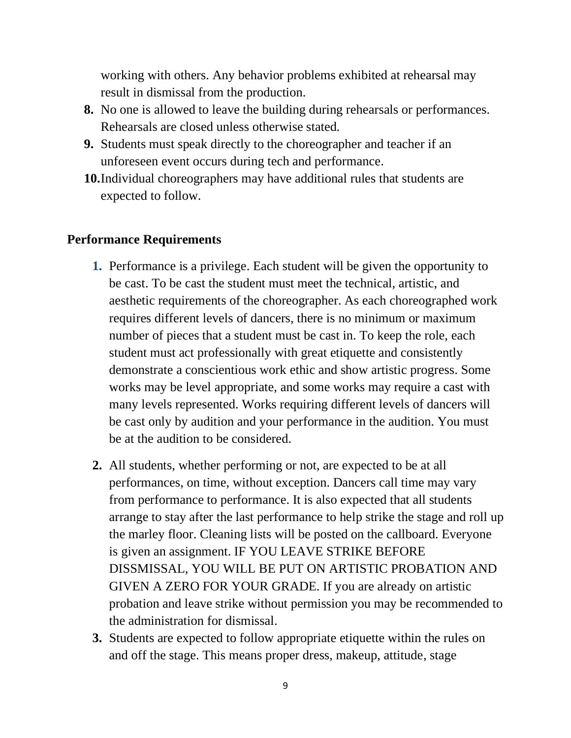working with others. Any behavior problems exhibited at rehearsal may result in dismissal from the production.

8. No one is allowed to leave the building during rehearsals or performances. Rehearsals are closed unless otherwise stated.
9. Students must speak directly to the choreographer and teacher if an unforeseen event occurs during tech and performance.
10. Individual choreographers may have additional rules that students are expected to follow.

**Performance Requirements**

1. Performance is a privilege. Each student will be given the opportunity to be cast. To be cast the student must meet the technical, artistic, and aesthetic requirements of the choreographer. As each choreographed work requires different levels of dancers, there is no minimum or maximum number of pieces that a student must be cast in. To keep the role, each student must act professionally with great etiquette and consistently demonstrate a conscientious work ethic and show artistic progress. Some works may be level appropriate, and some works may require a cast with many levels represented. Works requiring different levels of dancers will be cast only by audition and your performance in the audition. You must be at the audition to be considered.

2. All students, whether performing or not, are expected to be at all performances, on time, without exception. Dancers call time may vary from performance to performance. It is also expected that all students arrange to stay after the last performance to help strike the stage and roll up the marley floor. Cleaning lists will be posted on the callboard. Everyone is given an assignment. IF YOU LEAVE STRIKE BEFORE DISSMISSAL, YOU WILL BE PUT ON ARTISTIC PROBATION AND GIVEN A ZERO FOR YOUR GRADE. If you are already on artistic probation and leave strike without permission you may be recommended to the administration for dismissal.
3. Students are expected to follow appropriate etiquette within the rules on and off the stage. This means proper dress, makeup, attitude, stage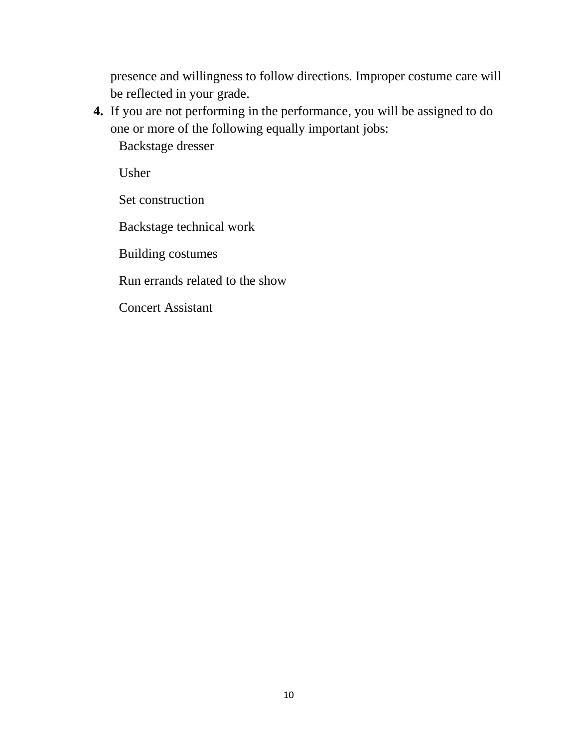presence and willingness to follow directions. Improper costume care will be reflected in your grade.

4. If you are not performing in the performance, you will be assigned to do one or more of the following equally important jobs:
   - Backstage dresser
   - Usher
   - Set construction
   - Backstage technical work
   - Building costumes
   - Run errands related to the show
   - Concert Assistant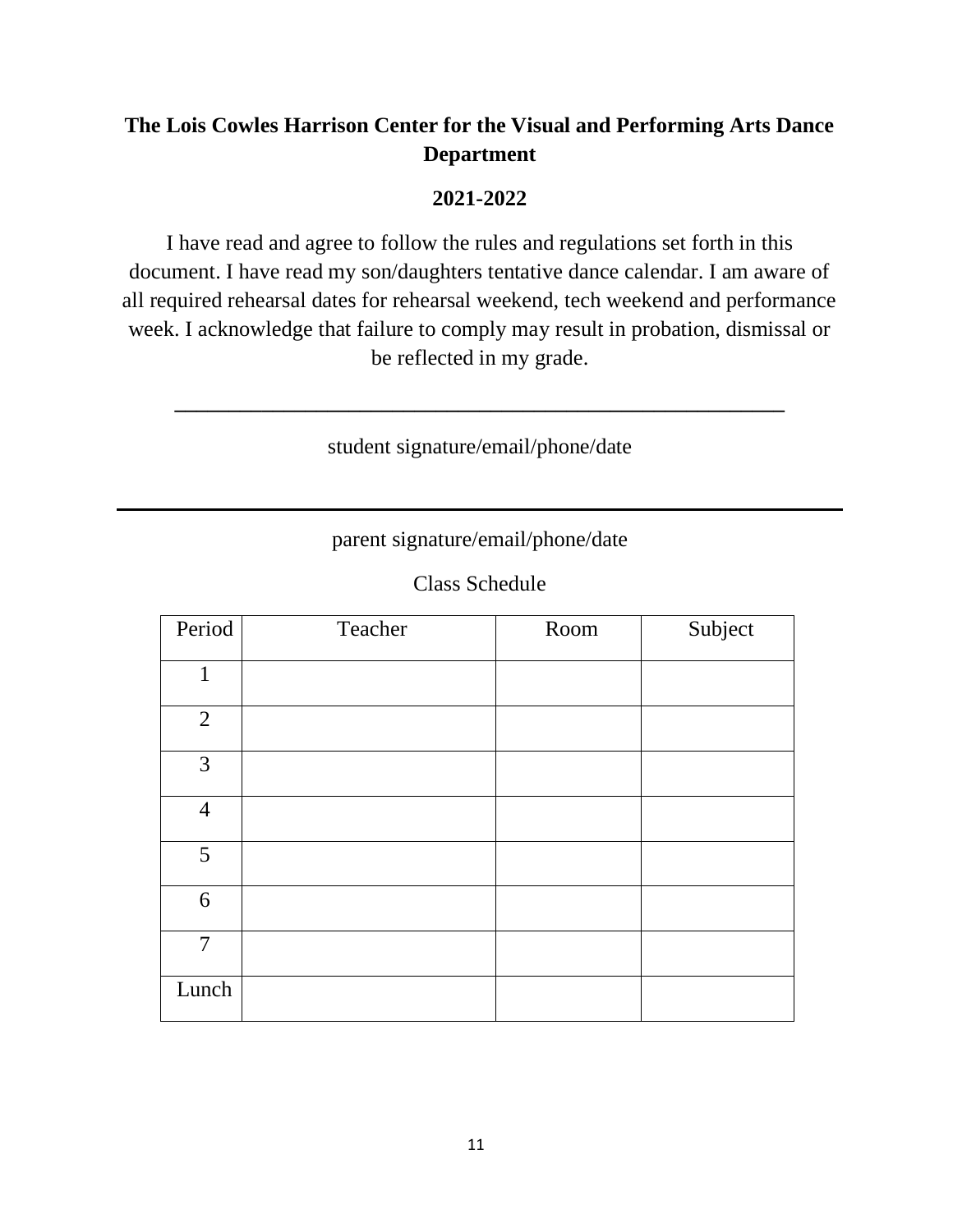**The Lois Cowles Harrison Center for the Visual and Performing Arts Dance Department**

**2021-2022**

I have read and agree to follow the rules and regulations set forth in this document. I have read my son/daughters tentative dance calendar. I am aware of all required rehearsal dates for rehearsal weekend, tech weekend and performance week. I acknowledge that failure to comply may result in probation, dismissal or be reflected in my grade.

\_\_\_\_\_\_\_\_\_\_\_\_\_\_\_\_\_\_\_\_\_\_\_\_\_\_\_\_\_\_\_\_\_\_\_\_\_\_\_\_\_\_\_\_\_\_\_\_\_\_\_\_\_\_

student signature/email/phone/date

\_\_\_\_\_\_\_\_\_\_\_\_\_\_\_\_\_\_\_\_\_\_\_\_\_\_\_\_\_\_\_\_\_\_\_\_\_\_\_\_\_\_\_\_\_\_\_\_\_\_\_\_\_\_\_\_\_\_\_\_\_\_

parent signature/email/phone/date

Class Schedule

| Period | Teacher | Room | Subject |
|---|---|---|---|
| 1 | | | |
| 2 | | | |
| 3 | | | |
| 4 | | | |
| 5 | | | |
| 6 | | | |
| 7 | | | |
| Lunch | | | |